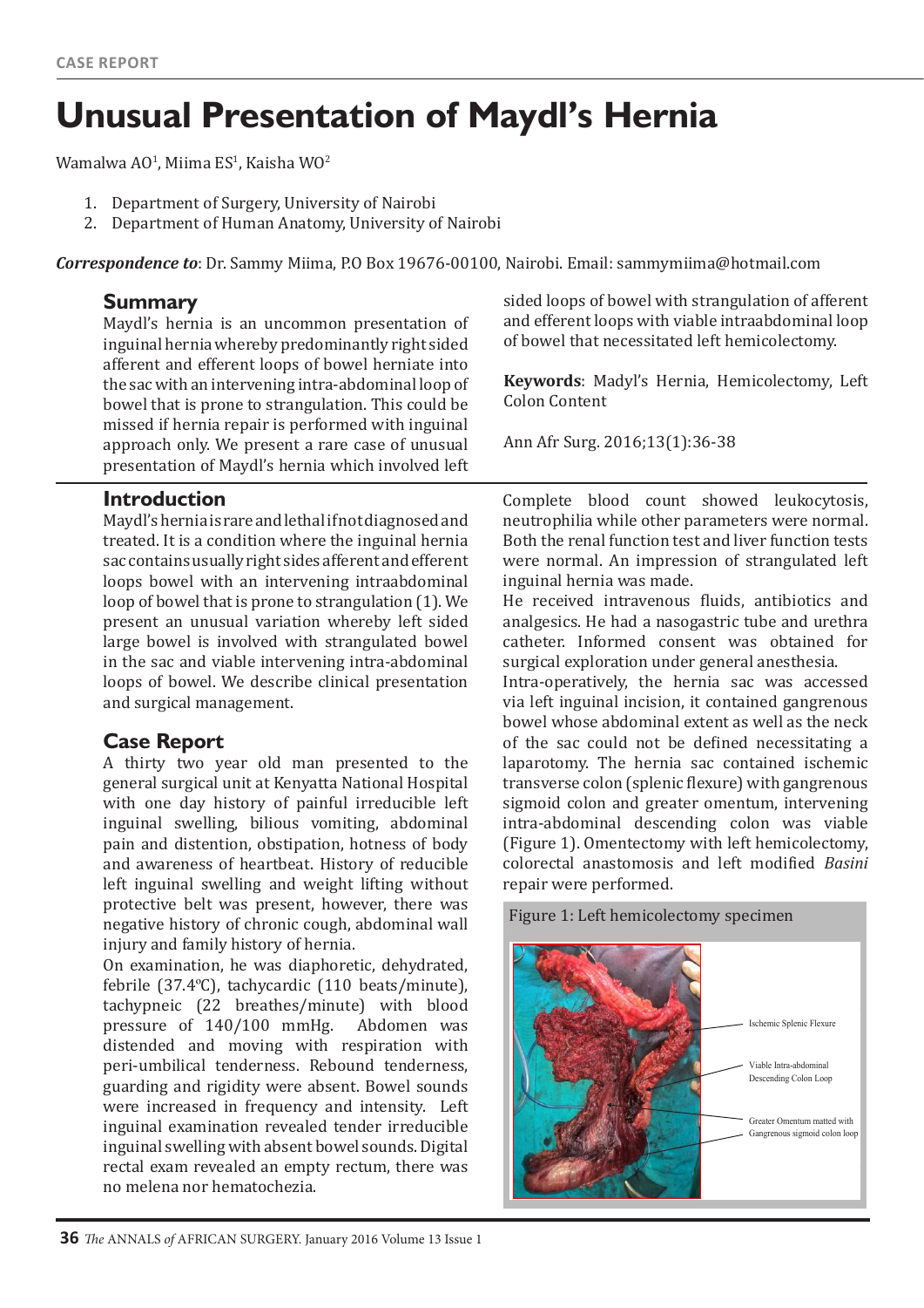CASE REPORT

# Unusual Presentation of Maydl's Hernia

Wamalwa AO[1], Miima ES[1], Kaisha WO[2]

1. Department of Surgery, University of Nairobi
2. Department of Human Anatomy, University of Nairobi

***Correspondence to***: Dr. Sammy Miima, P.O Box 19676-00100, Nairobi. Email: sammymiima@hotmail.com

## Summary

Maydl's hernia is an uncommon presentation of inguinal hernia whereby predominantly right sided afferent and efferent loops of bowel herniate into the sac with an intervening intra-abdominal loop of bowel that is prone to strangulation. This could be missed if hernia repair is performed with inguinal approach only. We present a rare case of unusual presentation of Maydl's hernia which involved left sided loops of bowel with strangulation of afferent and efferent loops with viable intraabdominal loop of bowel that necessitated left hemicolectomy.

**Keywords**: Madyl's Hernia, Hemicolectomy, Left Colon Content

Ann Afr Surg. 2016;13(1):36-38

## Introduction

Maydl's hernia is rare and lethal if not diagnosed and treated. It is a condition where the inguinal hernia sac contains usually right sides afferent and efferent loops bowel with an intervening intraabdominal loop of bowel that is prone to strangulation (1). We present an unusual variation whereby left sided large bowel is involved with strangulated bowel in the sac and viable intervening intra-abdominal loops of bowel. We describe clinical presentation and surgical management.

## Case Report

A thirty two year old man presented to the general surgical unit at Kenyatta National Hospital with one day history of painful irreducible left inguinal swelling, bilious vomiting, abdominal pain and distention, obstipation, hotness of body and awareness of heartbeat. History of reducible left inguinal swelling and weight lifting without protective belt was present, however, there was negative history of chronic cough, abdominal wall injury and family history of hernia.

On examination, he was diaphoretic, dehydrated, febrile (37.4ºC), tachycardic (110 beats/minute), tachypneic (22 breathes/minute) with blood pressure of 140/100 mmHg. Abdomen was distended and moving with respiration with peri-umbilical tenderness. Rebound tenderness, guarding and rigidity were absent. Bowel sounds were increased in frequency and intensity. Left inguinal examination revealed tender irreducible inguinal swelling with absent bowel sounds. Digital rectal exam revealed an empty rectum, there was no melena nor hematochezia.

Complete blood count showed leukocytosis, neutrophilia while other parameters were normal. Both the renal function test and liver function tests were normal. An impression of strangulated left inguinal hernia was made.

He received intravenous fluids, antibiotics and analgesics. He had a nasogastric tube and urethra catheter. Informed consent was obtained for surgical exploration under general anesthesia.

Intra-operatively, the hernia sac was accessed via left inguinal incision, it contained gangrenous bowel whose abdominal extent as well as the neck of the sac could not be defined necessitating a laparotomy. The hernia sac contained ischemic transverse colon (splenic flexure) with gangrenous sigmoid colon and greater omentum, intervening intra-abdominal descending colon was viable (Figure 1). Omentectomy with left hemicolectomy, colorectal anastomosis and left modified *Basini* repair were performed.

Figure 1: Left hemicolectomy specimen

Ischemic Splenic Flexure

Viable Intra-abdominal Descending Colon Loop

Greater Omentum matted with Gangrenous sigmoid colon loop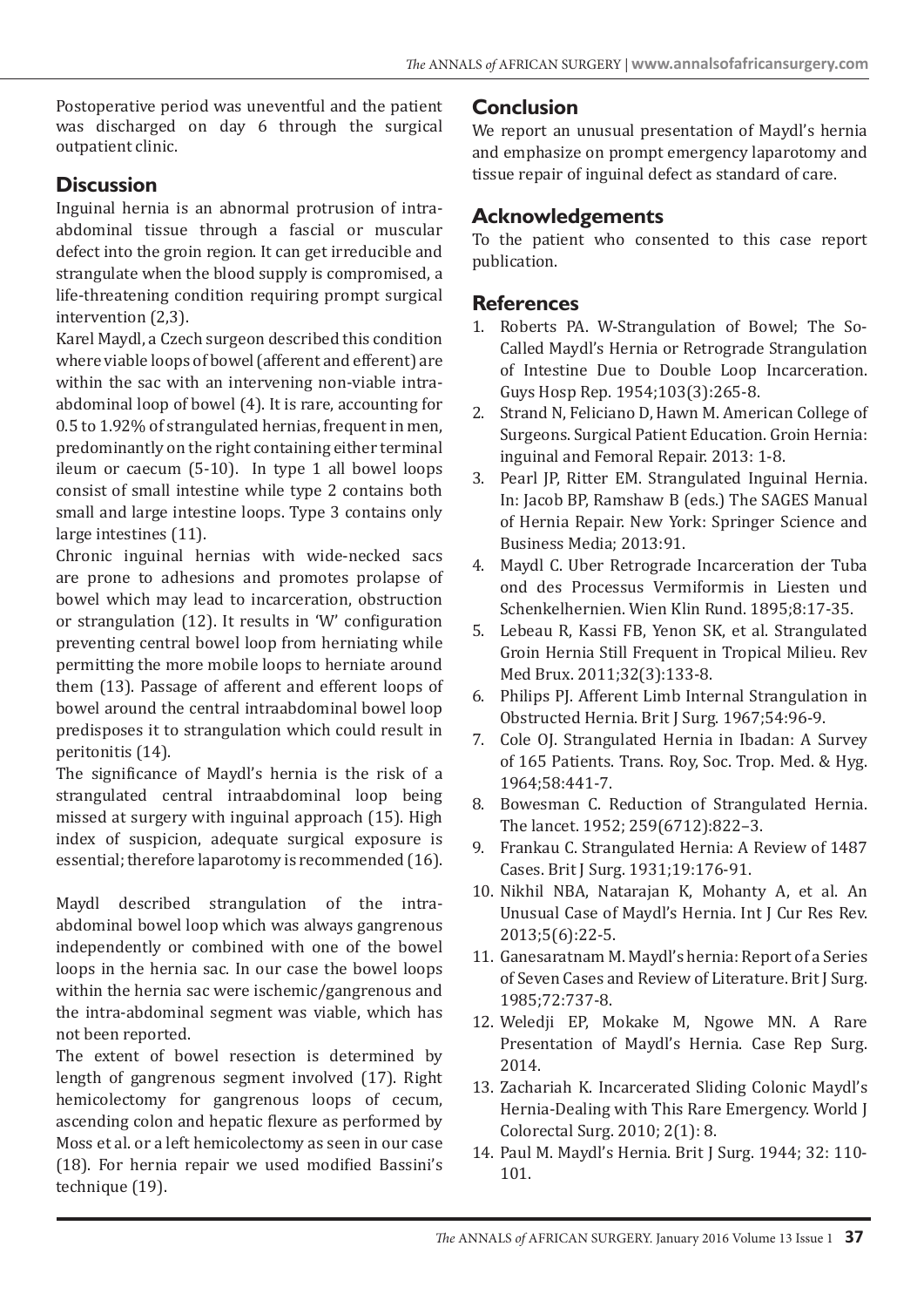Postoperative period was uneventful and the patient was discharged on day 6 through the surgical outpatient clinic.

## Discussion

Inguinal hernia is an abnormal protrusion of intra-abdominal tissue through a fascial or muscular defect into the groin region. It can get irreducible and strangulate when the blood supply is compromised, a life-threatening condition requiring prompt surgical intervention (2,3).

Karel Maydl, a Czech surgeon described this condition where viable loops of bowel (afferent and efferent) are within the sac with an intervening non-viable intra-abdominal loop of bowel (4). It is rare, accounting for 0.5 to 1.92% of strangulated hernias, frequent in men, predominantly on the right containing either terminal ileum or caecum (5-10). In type 1 all bowel loops consist of small intestine while type 2 contains both small and large intestine loops. Type 3 contains only large intestines (11).

Chronic inguinal hernias with wide-necked sacs are prone to adhesions and promotes prolapse of bowel which may lead to incarceration, obstruction or strangulation (12). It results in 'W' configuration preventing central bowel loop from herniating while permitting the more mobile loops to herniate around them (13). Passage of afferent and efferent loops of bowel around the central intraabdominal bowel loop predisposes it to strangulation which could result in peritonitis (14).

The significance of Maydl's hernia is the risk of a strangulated central intraabdominal loop being missed at surgery with inguinal approach (15). High index of suspicion, adequate surgical exposure is essential; therefore laparotomy is recommended (16).

Maydl described strangulation of the intra-abdominal bowel loop which was always gangrenous independently or combined with one of the bowel loops in the hernia sac. In our case the bowel loops within the hernia sac were ischemic/gangrenous and the intra-abdominal segment was viable, which has not been reported.

The extent of bowel resection is determined by length of gangrenous segment involved (17). Right hemicolectomy for gangrenous loops of cecum, ascending colon and hepatic flexure as performed by Moss et al. or a left hemicolectomy as seen in our case (18). For hernia repair we used modified Bassini's technique (19).

## Conclusion

We report an unusual presentation of Maydl's hernia and emphasize on prompt emergency laparotomy and tissue repair of inguinal defect as standard of care.

## Acknowledgements

To the patient who consented to this case report publication.

## References

1. Roberts PA. W-Strangulation of Bowel; The So-Called Maydl's Hernia or Retrograde Strangulation of Intestine Due to Double Loop Incarceration. Guys Hosp Rep. 1954;103(3):265-8.
2. Strand N, Feliciano D, Hawn M. American College of Surgeons. Surgical Patient Education. Groin Hernia: inguinal and Femoral Repair. 2013: 1-8.
3. Pearl JP, Ritter EM. Strangulated Inguinal Hernia. In: Jacob BP, Ramshaw B (eds.) The SAGES Manual of Hernia Repair. New York: Springer Science and Business Media; 2013:91.
4. Maydl C. Uber Retrograde Incarceration der Tuba ond des Processus Vermiformis in Liesten und Schenkelhernien. Wien Klin Rund. 1895;8:17-35.
5. Lebeau R, Kassi FB, Yenon SK, et al. Strangulated Groin Hernia Still Frequent in Tropical Milieu. Rev Med Brux. 2011;32(3):133-8.
6. Philips PJ. Afferent Limb Internal Strangulation in Obstructed Hernia. Brit J Surg. 1967;54:96-9.
7. Cole OJ. Strangulated Hernia in Ibadan: A Survey of 165 Patients. Trans. Roy, Soc. Trop. Med. & Hyg. 1964;58:441-7.
8. Bowesman C. Reduction of Strangulated Hernia. The lancet. 1952; 259(6712):822–3.
9. Frankau C. Strangulated Hernia: A Review of 1487 Cases. Brit J Surg. 1931;19:176-91.
10. Nikhil NBA, Natarajan K, Mohanty A, et al. An Unusual Case of Maydl's Hernia. Int J Cur Res Rev. 2013;5(6):22-5.
11. Ganesaratnam M. Maydl's hernia: Report of a Series of Seven Cases and Review of Literature. Brit J Surg. 1985;72:737-8.
12. Weledji EP, Mokake M, Ngowe MN. A Rare Presentation of Maydl's Hernia. Case Rep Surg. 2014.
13. Zachariah K. Incarcerated Sliding Colonic Maydl's Hernia-Dealing with This Rare Emergency. World J Colorectal Surg. 2010; 2(1): 8.
14. Paul M. Maydl's Hernia. Brit J Surg. 1944; 32: 110-101.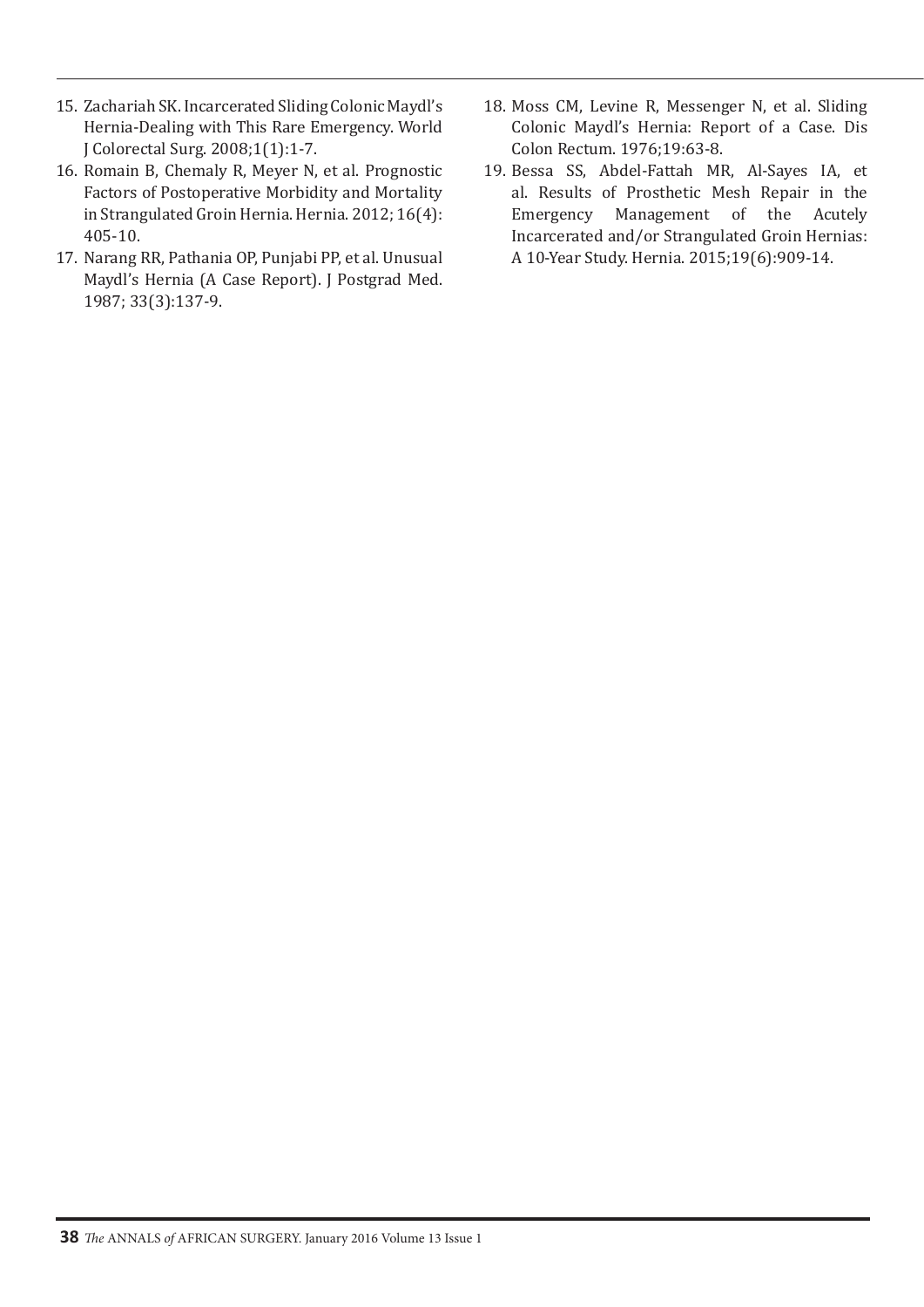15. Zachariah SK. Incarcerated Sliding Colonic Maydl's Hernia-Dealing with This Rare Emergency. World J Colorectal Surg. 2008;1(1):1-7.
16. Romain B, Chemaly R, Meyer N, et al. Prognostic Factors of Postoperative Morbidity and Mortality in Strangulated Groin Hernia. Hernia. 2012; 16(4): 405-10.
17. Narang RR, Pathania OP, Punjabi PP, et al. Unusual Maydl's Hernia (A Case Report). J Postgrad Med. 1987; 33(3):137-9.
18. Moss CM, Levine R, Messenger N, et al. Sliding Colonic Maydl's Hernia: Report of a Case. Dis Colon Rectum. 1976;19:63-8.
19. Bessa SS, Abdel-Fattah MR, Al-Sayes IA, et al. Results of Prosthetic Mesh Repair in the Emergency Management of the Acutely Incarcerated and/or Strangulated Groin Hernias: A 10-Year Study. Hernia. 2015;19(6):909-14.